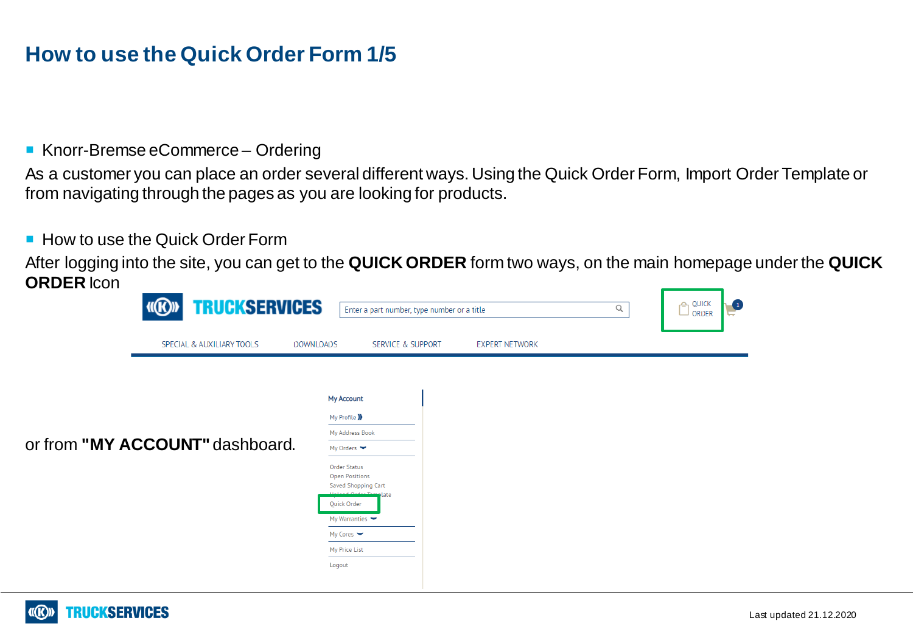# How to use the Quick Order Form 1/5

- Knorr-Bremse eCommerce – Ordering

As a customer you can place an order several different ways. Using the Quick Order Form, Import Order Template or from navigating through the pages as you are looking for products.

- How to use the Quick Order Form

After logging into the site, you can get to the **QUICK ORDER** form two ways, on the main homepage under the **QUICK ORDER** Icon

or from **"MY ACCOUNT"** dashboard.

Last updated 21.12.2020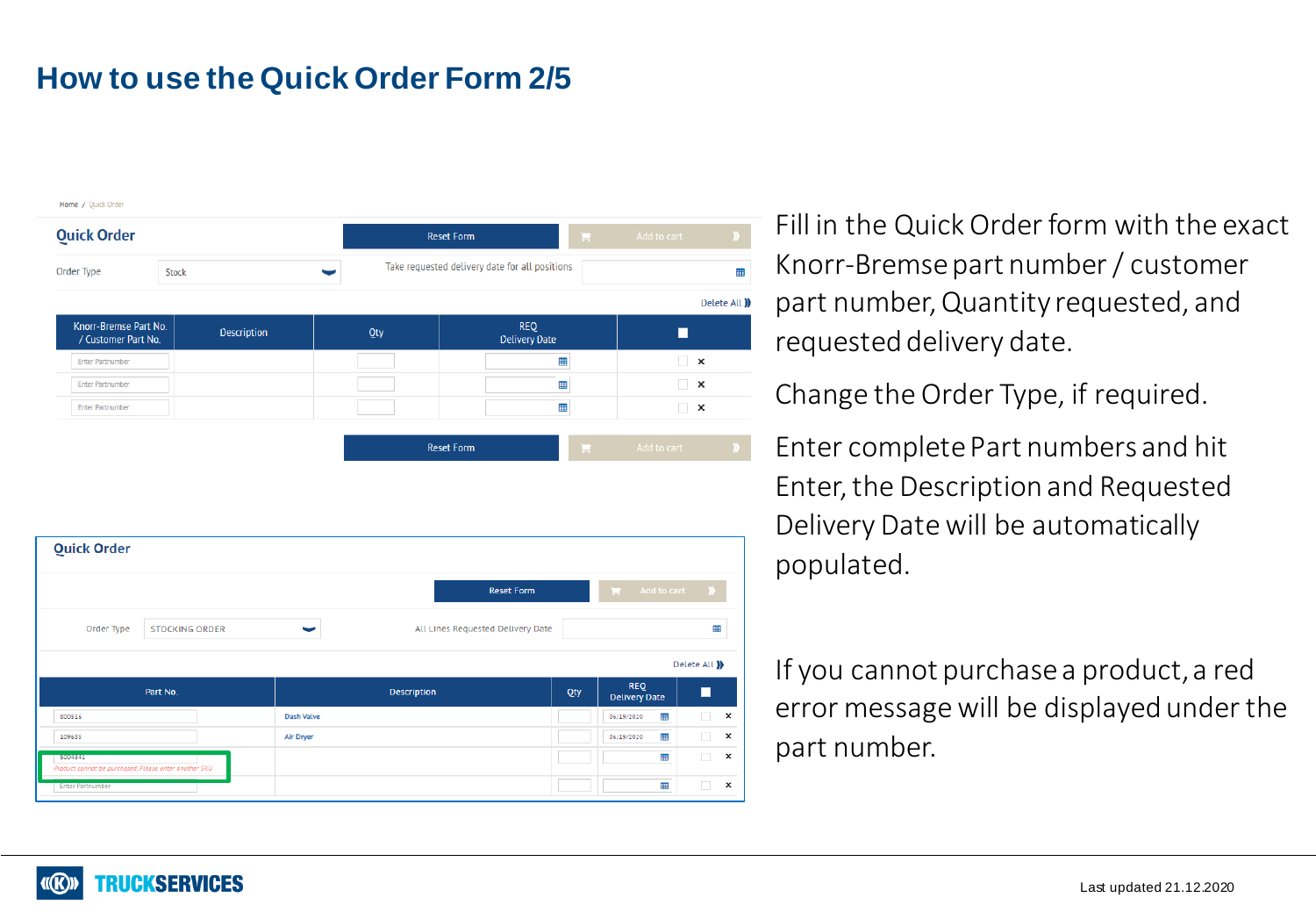# How to use the Quick Order Form 2/5

Home / Quick Order

## Quick Order

Reset Form | Add to cart

Order Type: Stock

Take requested delivery date for all positions

Delete All

| Knorr-Bremse Part No. / Customer Part No. | Description | Qty | REQ Delivery Date | |
|---|---|---|---|---|
| Enter Partnumber | | | | × |
| Enter Partnumber | | | | × |
| Enter Partnumber | | | | × |

Reset Form | Add to cart

## Quick Order

Reset Form | Add to cart

Order Type: STOCKING ORDER

All Lines Requested Delivery Date

Delete All

| Part No. | Description | Qty | REQ Delivery Date | |
|---|---|---|---|---|
| 800616 | Dash Valve | | 06/19/2020 | × |
| 109683 | Air Dryer | | 06/19/2020 | × |
| 5004341<br>Product cannot be purchased. Please enter another SKU | | | | × |
| Enter Partnumber | | | | × |

Fill in the Quick Order form with the exact Knorr-Bremse part number / customer part number, Quantity requested, and requested delivery date.

Change the Order Type, if required.

Enter complete Part numbers and hit Enter, the Description and Requested Delivery Date will be automatically populated.

If you cannot purchase a product, a red error message will be displayed under the part number.

TRUCKSERVICES

Last updated 21.12.2020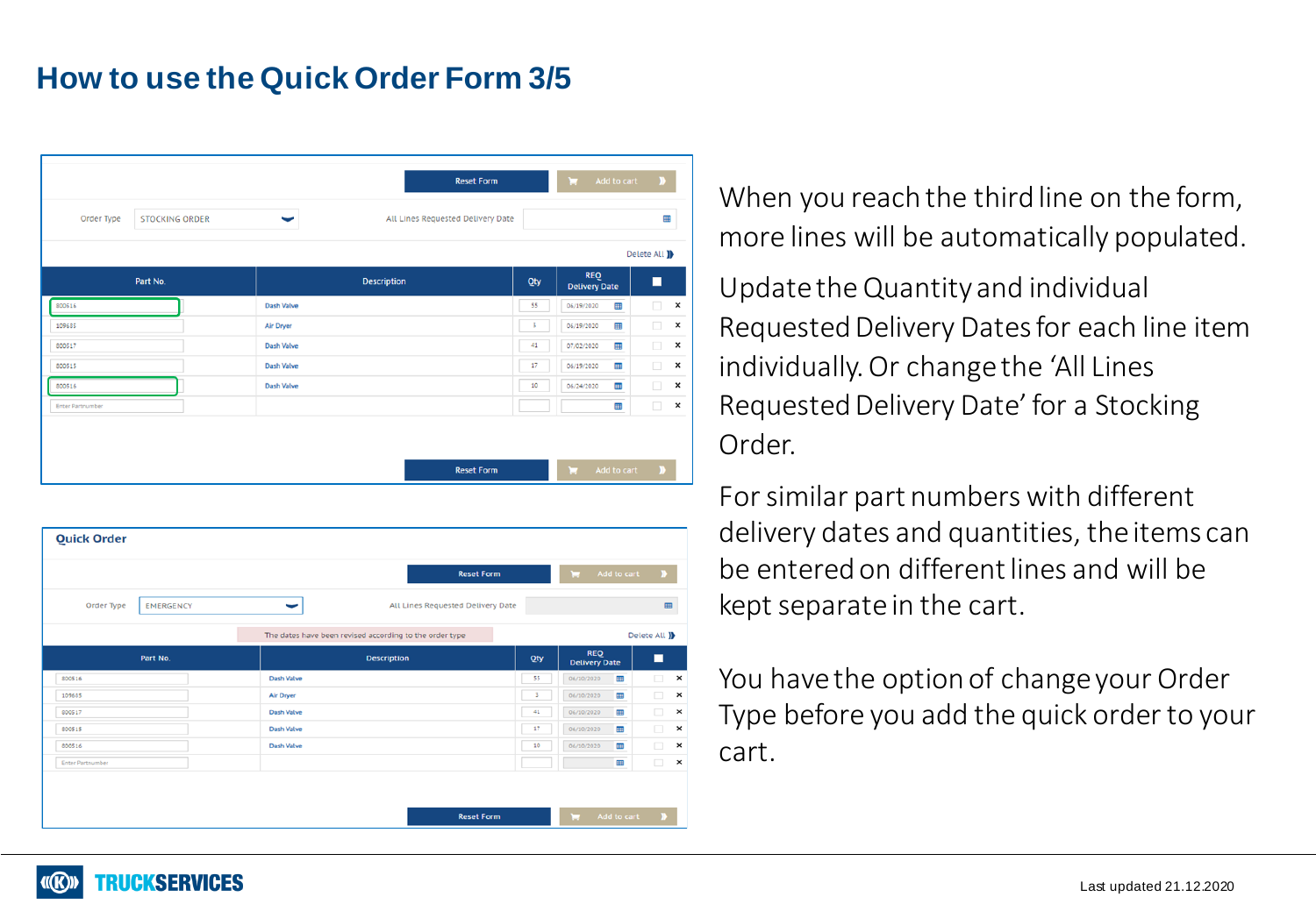# How to use the Quick Order Form 3/5

When you reach the third line on the form, more lines will be automatically populated.

Update the Quantity and individual Requested Delivery Dates for each line item individually. Or change the 'All Lines Requested Delivery Date' for a Stocking Order.

For similar part numbers with different delivery dates and quantities, the items can be entered on different lines and will be kept separate in the cart.

You have the option of change your Order Type before you add the quick order to your cart.

Last updated 21.12.2020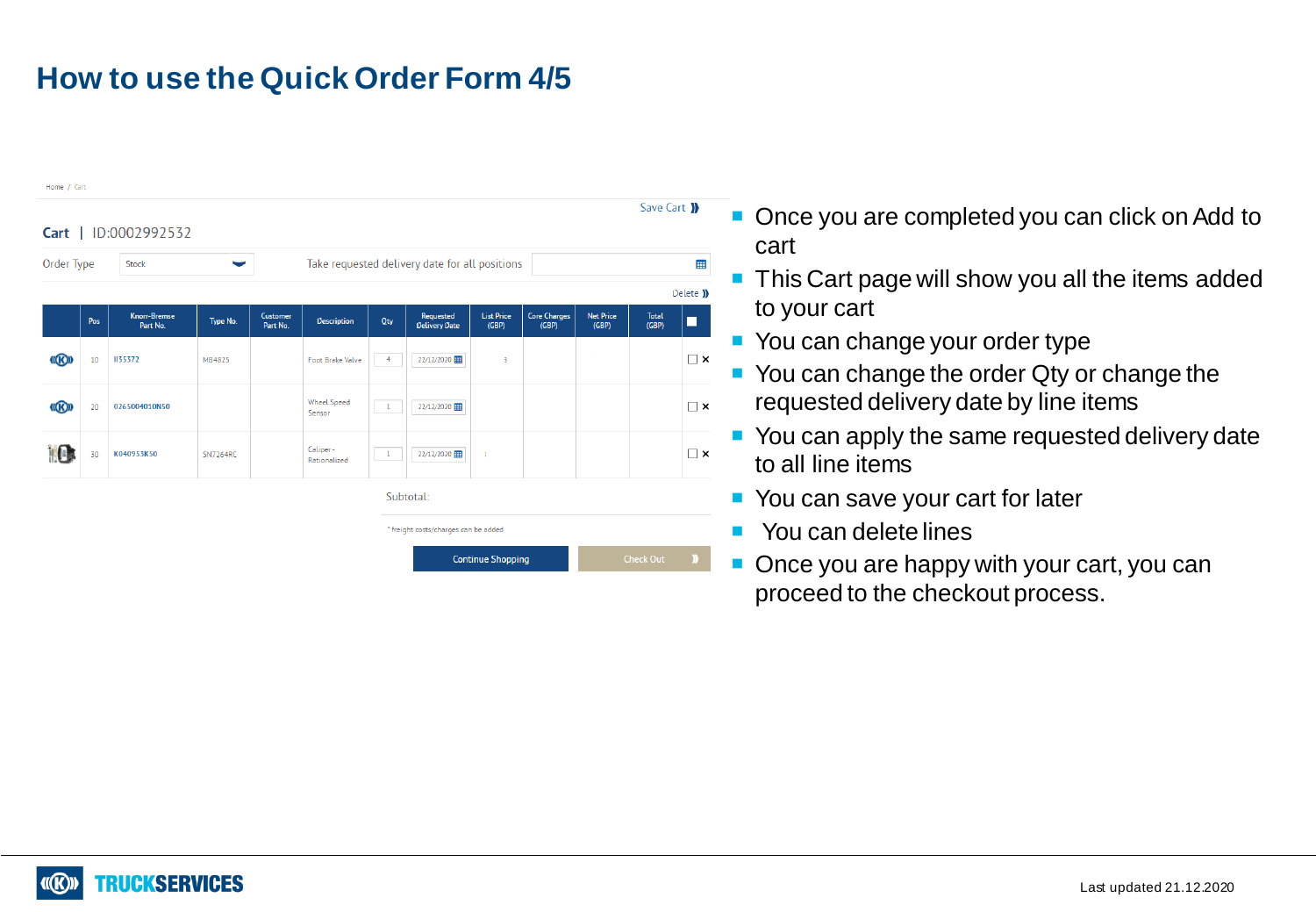# How to use the Quick Order Form 4/5

Home / Cart

Save Cart

**Cart** | ID:0002992532

Order Type: Stock — Take requested delivery date for all positions

Delete

| | Pos | Knorr-Bremse Part No. | Type No. | Customer Part No. | Description | Qty | Requested Delivery Date | List Price (GBP) | Core Charges (GBP) | Net Price (GBP) | Total (GBP) | |
|---|---|---|---|---|---|---|---|---|---|---|---|---|
| | 10 | II35372 | MB4825 | | Foot Brake Valve | 4 | 22/12/2020 | 3 | | | | ☐ × |
| | 20 | 0265004010N50 | | | Wheel Speed Sensor | 1 | 22/12/2020 | | | | | ☐ × |
| | 30 | K040953K50 | SN7264RC | | Caliper - Rationalized | 1 | 22/12/2020 | : | | | | ☐ × |

Subtotal:

* freight costs/charges can be added

Continue Shopping | Check Out

- Once you are completed you can click on Add to cart
- This Cart page will show you all the items added to your cart
- You can change your order type
- You can change the order Qty or change the requested delivery date by line items
- You can apply the same requested delivery date to all line items
- You can save your cart for later
- You can delete lines
- Once you are happy with your cart, you can proceed to the checkout process.

TRUCKSERVICES

Last updated 21.12.2020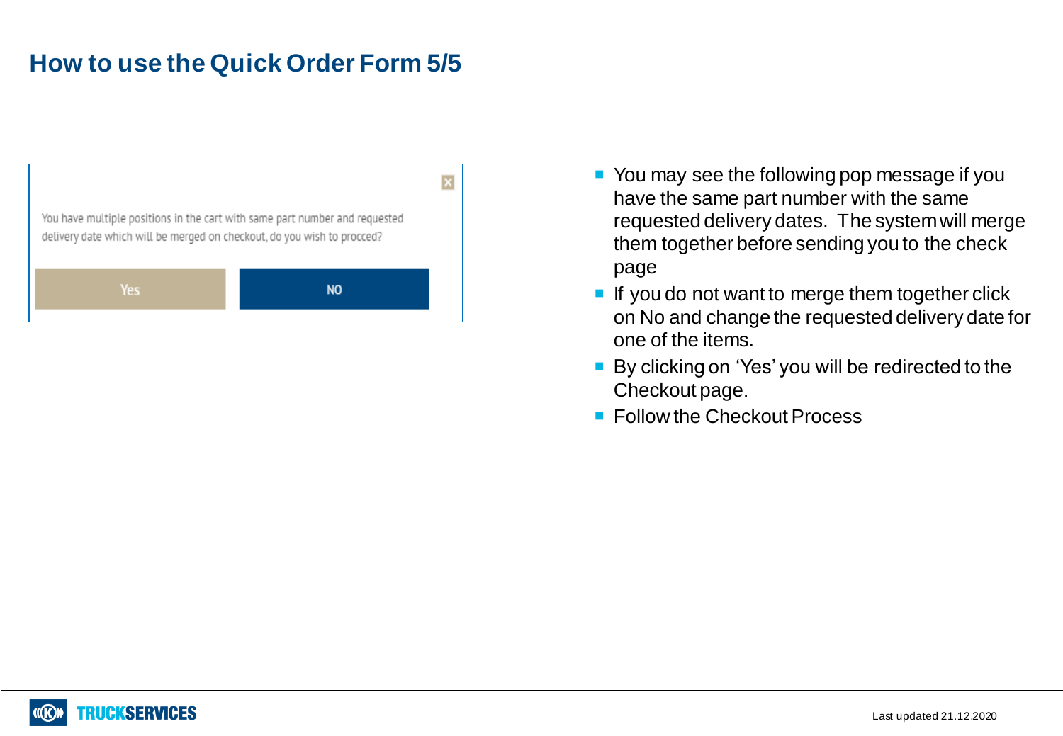# How to use the Quick Order Form 5/5

You have multiple positions in the cart with same part number and requested delivery date which will be merged on checkout, do you wish to procced?

Yes | NO

- You may see the following pop message if you have the same part number with the same requested delivery dates. The system will merge them together before sending you to the check page
- If you do not want to merge them together click on No and change the requested delivery date for one of the items.
- By clicking on 'Yes' you will be redirected to the Checkout page.
- Follow the Checkout Process

Last updated 21.12.2020